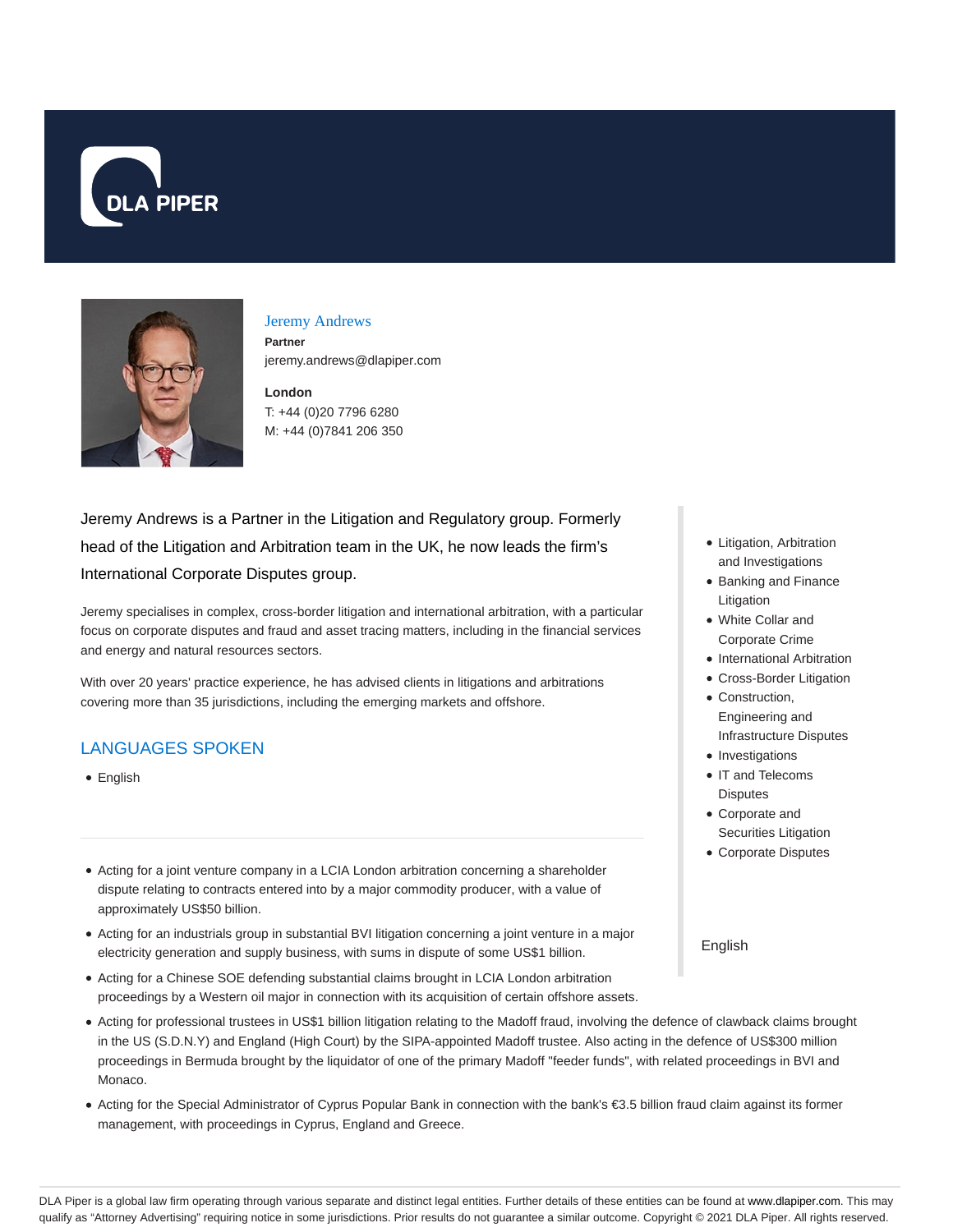# Jeremy Andrews

**Partner**

jeremy.andrews@dlapiper.com

**London**

T: +44 (0)20 7796 6280

M: +44 (0)7841 206 350

Jeremy Andrews is a Partner in the Litigation and Regulatory group. Formerly head of the Litigation and Arbitration team in the UK, he now leads the firm's International Corporate Disputes group.

Jeremy specialises in complex, cross-border litigation and international arbitration, with a particular focus on corporate disputes and fraud and asset tracing matters, including in the financial services and energy and natural resources sectors.

With over 20 years' practice experience, he has advised clients in litigations and arbitrations covering more than 35 jurisdictions, including the emerging markets and offshore.

## LANGUAGES SPOKEN

- English

---

- Litigation, Arbitration and Investigations
- Banking and Finance Litigation
- White Collar and Corporate Crime
- International Arbitration
- Cross-Border Litigation
- Construction, Engineering and Infrastructure Disputes
- Investigations
- IT and Telecoms Disputes
- Corporate and Securities Litigation
- Corporate Disputes

English

---

- Acting for a joint venture company in a LCIA London arbitration concerning a shareholder dispute relating to contracts entered into by a major commodity producer, with a value of approximately US$50 billion.
- Acting for an industrials group in substantial BVI litigation concerning a joint venture in a major electricity generation and supply business, with sums in dispute of some US$1 billion.
- Acting for a Chinese SOE defending substantial claims brought in LCIA London arbitration proceedings by a Western oil major in connection with its acquisition of certain offshore assets.
- Acting for professional trustees in US$1 billion litigation relating to the Madoff fraud, involving the defence of clawback claims brought in the US (S.D.N.Y) and England (High Court) by the SIPA-appointed Madoff trustee. Also acting in the defence of US$300 million proceedings in Bermuda brought by the liquidator of one of the primary Madoff "feeder funds", with related proceedings in BVI and Monaco.
- Acting for the Special Administrator of Cyprus Popular Bank in connection with the bank's €3.5 billion fraud claim against its former management, with proceedings in Cyprus, England and Greece.

DLA Piper is a global law firm operating through various separate and distinct legal entities. Further details of these entities can be found at www.dlapiper.com. This may qualify as "Attorney Advertising" requiring notice in some jurisdictions. Prior results do not guarantee a similar outcome. Copyright © 2021 DLA Piper. All rights reserved.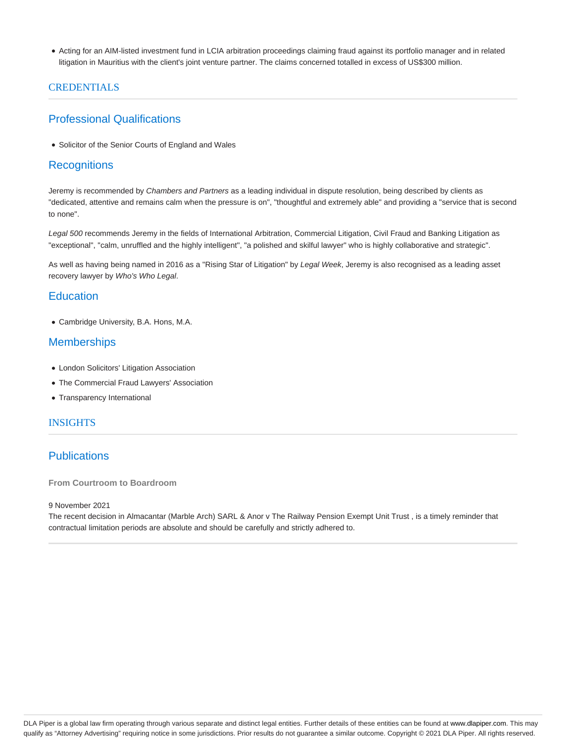- Acting for an AIM-listed investment fund in LCIA arbitration proceedings claiming fraud against its portfolio manager and in related litigation in Mauritius with the client's joint venture partner. The claims concerned totalled in excess of US$300 million.

## CREDENTIALS

### Professional Qualifications

- Solicitor of the Senior Courts of England and Wales

### Recognitions

Jeremy is recommended by *Chambers and Partners* as a leading individual in dispute resolution, being described by clients as "dedicated, attentive and remains calm when the pressure is on", "thoughtful and extremely able" and providing a "service that is second to none".

*Legal 500* recommends Jeremy in the fields of International Arbitration, Commercial Litigation, Civil Fraud and Banking Litigation as "exceptional", "calm, unruffled and the highly intelligent", "a polished and skilful lawyer" who is highly collaborative and strategic".

As well as having being named in 2016 as a "Rising Star of Litigation" by *Legal Week*, Jeremy is also recognised as a leading asset recovery lawyer by *Who's Who Legal*.

### Education

- Cambridge University, B.A. Hons, M.A.

### Memberships

- London Solicitors' Litigation Association
- The Commercial Fraud Lawyers' Association
- Transparency International

## INSIGHTS

### Publications

**From Courtroom to Boardroom**

9 November 2021
The recent decision in Almacantar (Marble Arch) SARL & Anor v The Railway Pension Exempt Unit Trust , is a timely reminder that contractual limitation periods are absolute and should be carefully and strictly adhered to.

DLA Piper is a global law firm operating through various separate and distinct legal entities. Further details of these entities can be found at www.dlapiper.com. This may qualify as "Attorney Advertising" requiring notice in some jurisdictions. Prior results do not guarantee a similar outcome. Copyright © 2021 DLA Piper. All rights reserved.